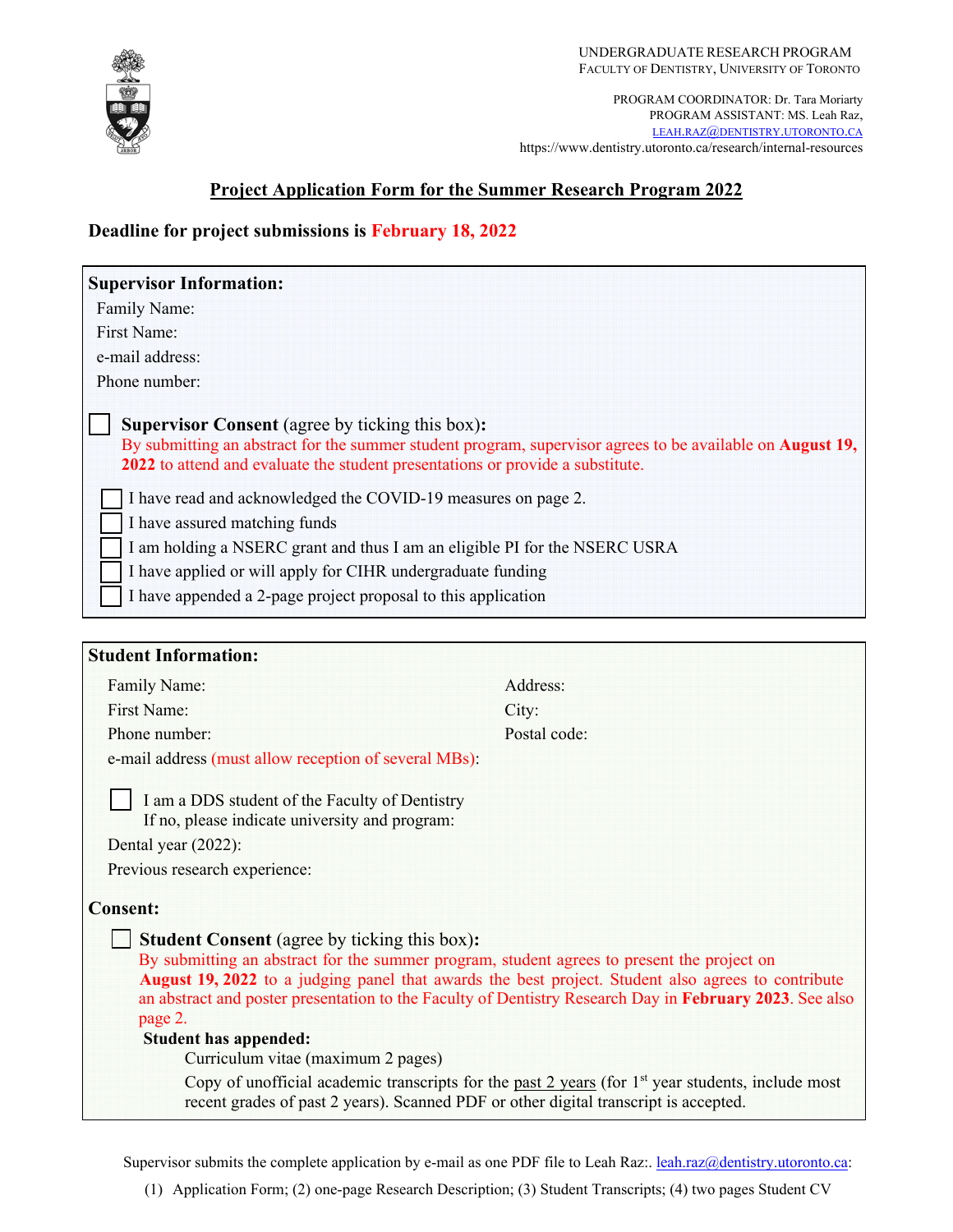UNDERGRADUATE RESEARCH PROGRAM
FACULTY OF DENTISTRY, UNIVERSITY OF TORONTO

PROGRAM COORDINATOR: Dr. Tara Moriarty
PROGRAM ASSISTANT: MS. Leah Raz,
LEAH.RAZ@DENTISTRY.UTORONTO.CA
https://www.dentistry.utoronto.ca/research/internal-resources

# Project Application Form for the Summer Research Program 2022

**Deadline for project submissions is February 18, 2022**

## Supervisor Information:

Family Name:
First Name:
e-mail address:
Phone number:

☐ **Supervisor Consent** (agree by ticking this box)**:**
By submitting an abstract for the summer student program, supervisor agrees to be available on **August 19, 2022** to attend and evaluate the student presentations or provide a substitute.

☐ I have read and acknowledged the COVID-19 measures on page 2.
☐ I have assured matching funds
☐ I am holding a NSERC grant and thus I am an eligible PI for the NSERC USRA
☐ I have applied or will apply for CIHR undergraduate funding
☐ I have appended a 2-page project proposal to this application

## Student Information:

Family Name:
First Name:
Phone number:
e-mail address (must allow reception of several MBs):

Address:
City:
Postal code:

☐ I am a DDS student of the Faculty of Dentistry
If no, please indicate university and program:

Dental year (2022):
Previous research experience:

## Consent:

☐ **Student Consent** (agree by ticking this box)**:**
By submitting an abstract for the summer program, student agrees to present the project on **August 19, 2022** to a judging panel that awards the best project. Student also agrees to contribute an abstract and poster presentation to the Faculty of Dentistry Research Day in **February 2023**. See also page 2.

**Student has appended:**

Curriculum vitae (maximum 2 pages)

Copy of unofficial academic transcripts for the past 2 years (for 1st year students, include most recent grades of past 2 years). Scanned PDF or other digital transcript is accepted.

Supervisor submits the complete application by e-mail as one PDF file to Leah Raz:. leah.raz@dentistry.utoronto.ca:

(1) Application Form; (2) one-page Research Description; (3) Student Transcripts; (4) two pages Student CV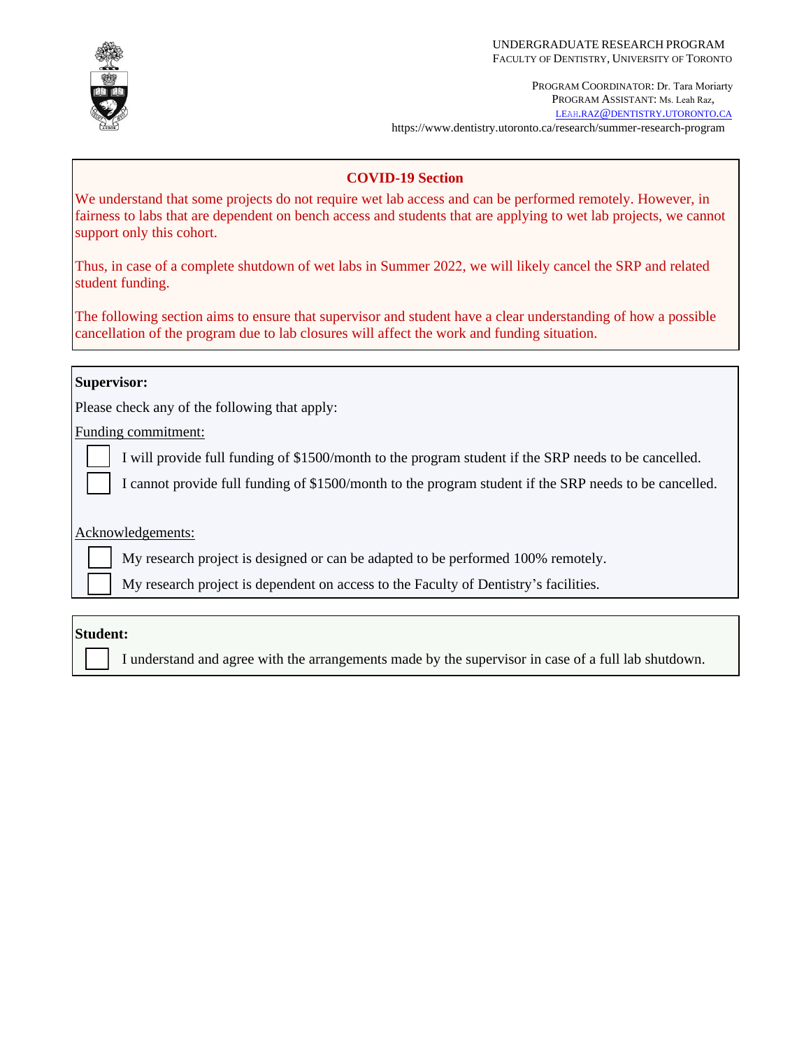UNDERGRADUATE RESEARCH PROGRAM
FACULTY OF DENTISTRY, UNIVERSITY OF TORONTO

PROGRAM COORDINATOR: Dr. Tara Moriarty
PROGRAM ASSISTANT: Ms. Leah Raz,
LEAH.RAZ@DENTISTRY.UTORONTO.CA
https://www.dentistry.utoronto.ca/research/summer-research-program

## COVID-19 Section

We understand that some projects do not require wet lab access and can be performed remotely. However, in fairness to labs that are dependent on bench access and students that are applying to wet lab projects, we cannot support only this cohort.

Thus, in case of a complete shutdown of wet labs in Summer 2022, we will likely cancel the SRP and related student funding.

The following section aims to ensure that supervisor and student have a clear understanding of how a possible cancellation of the program due to lab closures will affect the work and funding situation.

**Supervisor:**

Please check any of the following that apply:

Funding commitment:

- ☐ I will provide full funding of $1500/month to the program student if the SRP needs to be cancelled.
- ☐ I cannot provide full funding of $1500/month to the program student if the SRP needs to be cancelled.

Acknowledgements:

- ☐ My research project is designed or can be adapted to be performed 100% remotely.
- ☐ My research project is dependent on access to the Faculty of Dentistry's facilities.

**Student:**

- ☐ I understand and agree with the arrangements made by the supervisor in case of a full lab shutdown.